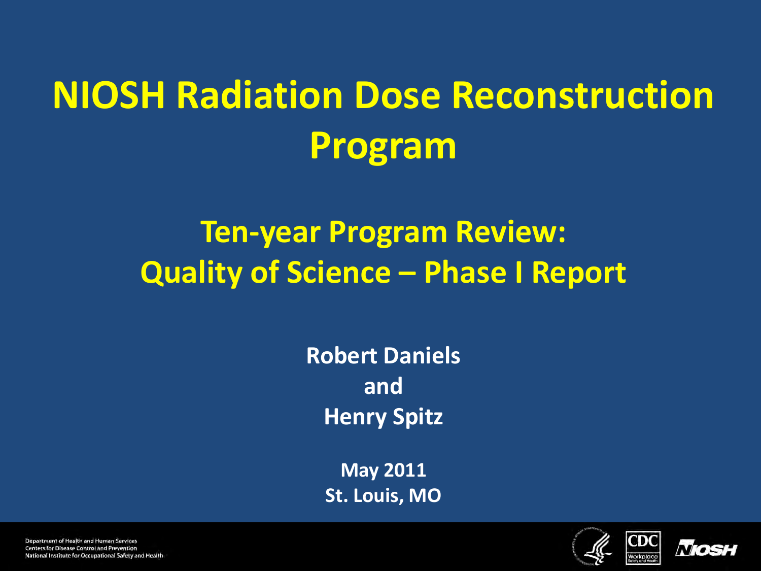# NIOSH Radiation Dose Reconstruction Program

## Ten-year Program Review: Quality of Science – Phase I Report

**Robert Daniels**
**and**
**Henry Spitz**

**May 2011**
**St. Louis, MO**

Department of Health and Human Services
Centers for Disease Control and Prevention
National Institute for Occupational Safety and Health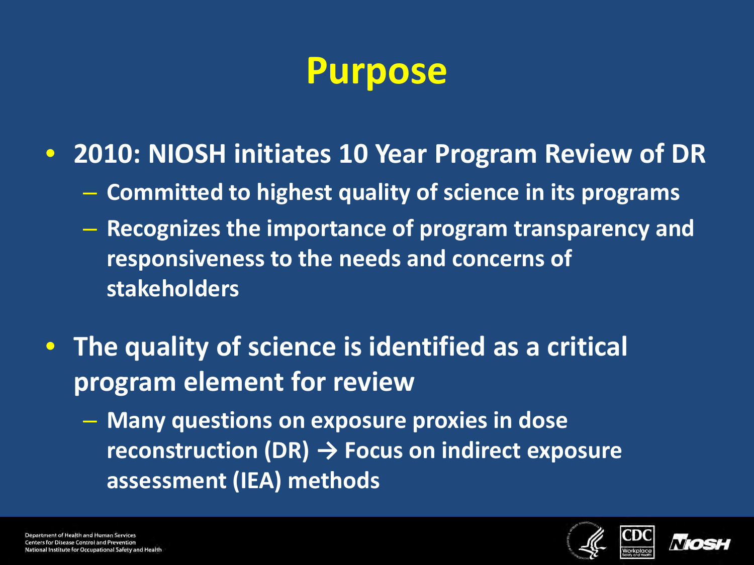# Purpose

- **2010: NIOSH initiates 10 Year Program Review of DR**
  - **Committed to highest quality of science in its programs**
  - **Recognizes the importance of program transparency and responsiveness to the needs and concerns of stakeholders**
- **The quality of science is identified as a critical program element for review**
  - **Many questions on exposure proxies in dose reconstruction (DR) → Focus on indirect exposure assessment (IEA) methods**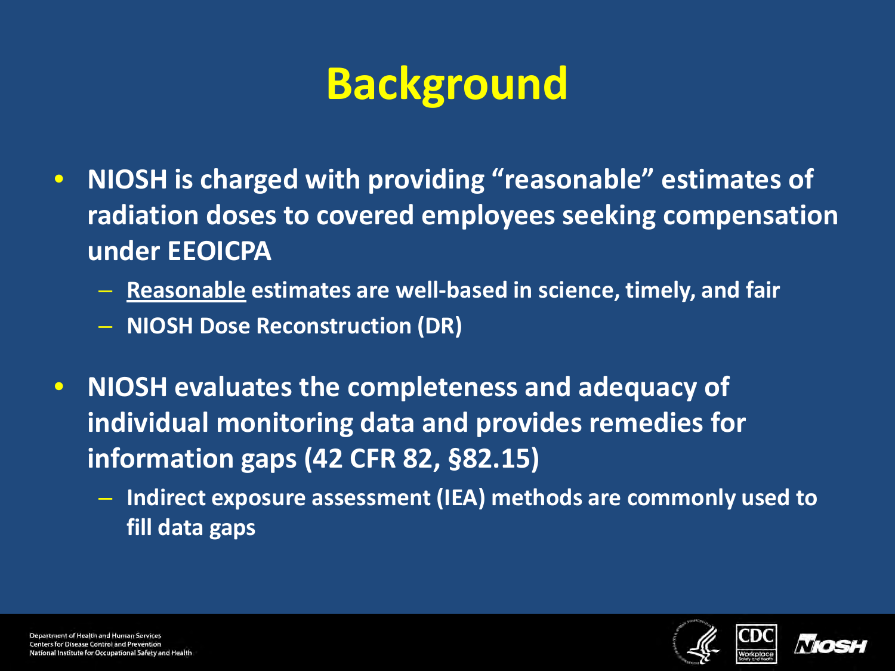# Background

- NIOSH is charged with providing "reasonable" estimates of radiation doses to covered employees seeking compensation under EEOICPA
  - Reasonable estimates are well-based in science, timely, and fair
  - NIOSH Dose Reconstruction (DR)
- NIOSH evaluates the completeness and adequacy of individual monitoring data and provides remedies for information gaps (42 CFR 82, §82.15)
  - Indirect exposure assessment (IEA) methods are commonly used to fill data gaps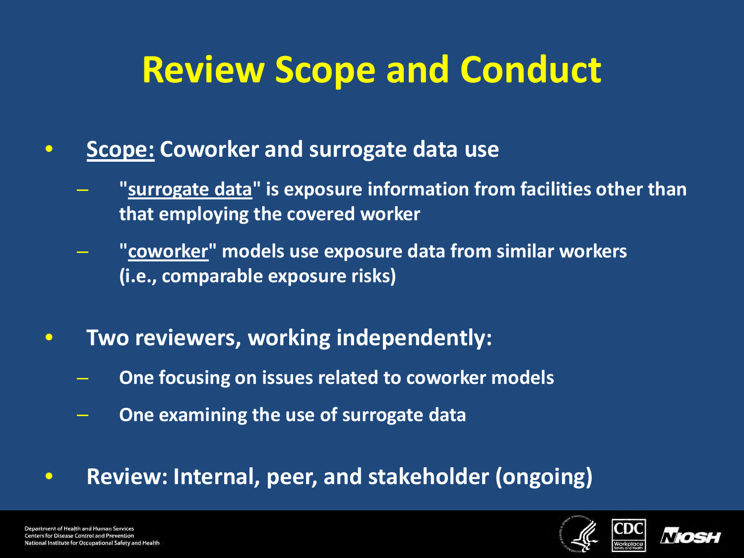# Review Scope and Conduct

- **Scope: Coworker and surrogate data use**
  - **"surrogate data" is exposure information from facilities other than that employing the covered worker**
  - **"coworker" models use exposure data from similar workers (i.e., comparable exposure risks)**
- **Two reviewers, working independently:**
  - **One focusing on issues related to coworker models**
  - **One examining the use of surrogate data**
- **Review: Internal, peer, and stakeholder (ongoing)**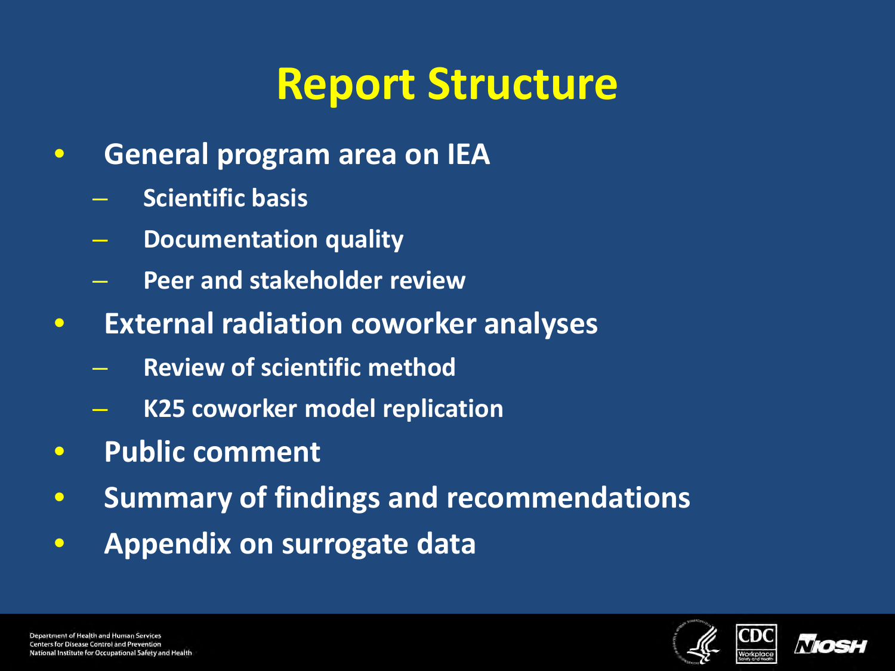# Report Structure

- General program area on IEA
  - Scientific basis
  - Documentation quality
  - Peer and stakeholder review
- External radiation coworker analyses
  - Review of scientific method
  - K25 coworker model replication
- Public comment
- Summary of findings and recommendations
- Appendix on surrogate data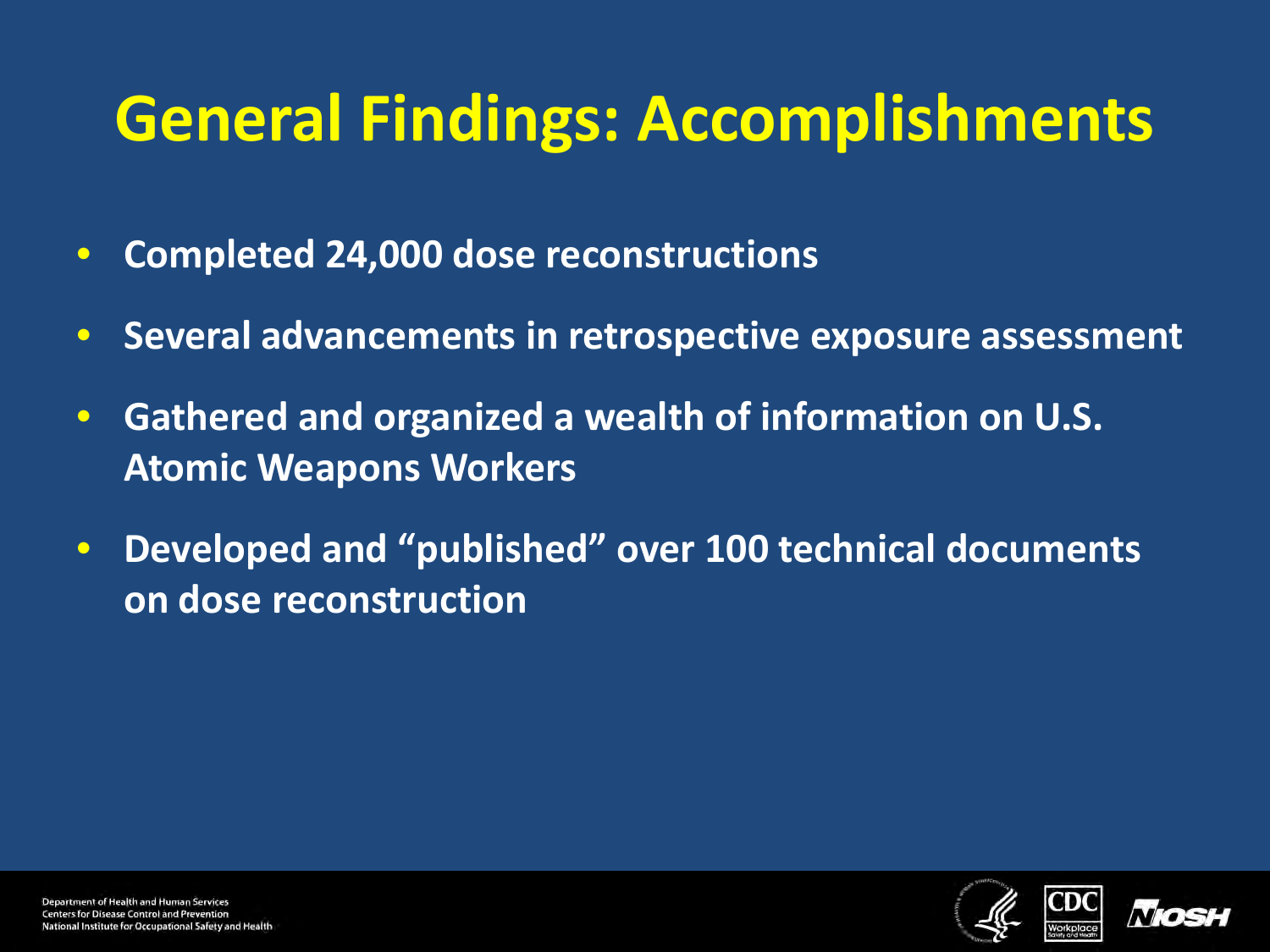# General Findings: Accomplishments

- Completed 24,000 dose reconstructions
- Several advancements in retrospective exposure assessment
- Gathered and organized a wealth of information on U.S. Atomic Weapons Workers
- Developed and "published" over 100 technical documents on dose reconstruction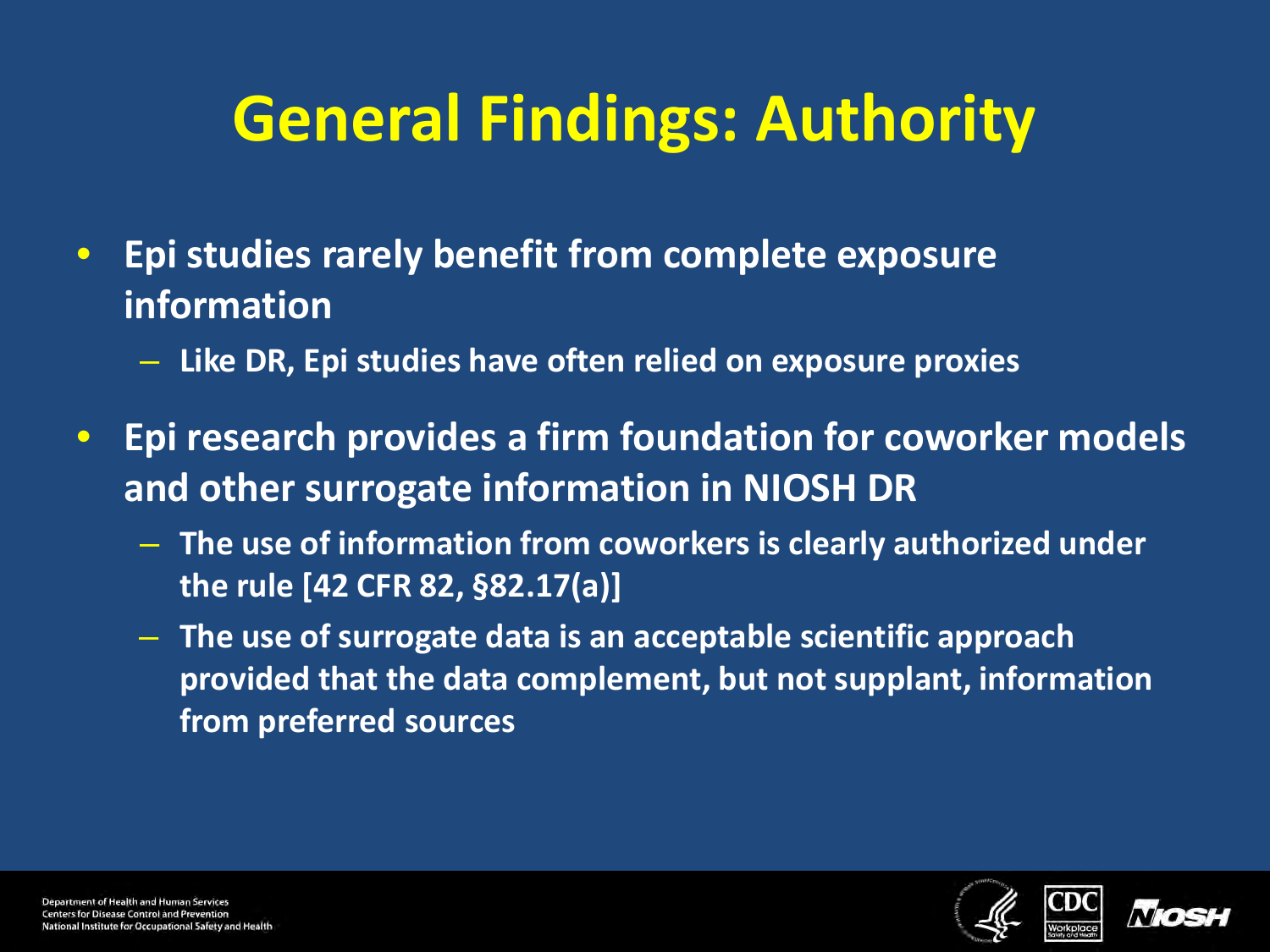# General Findings: Authority

- **Epi studies rarely benefit from complete exposure information**
  - **Like DR, Epi studies have often relied on exposure proxies**
- **Epi research provides a firm foundation for coworker models and other surrogate information in NIOSH DR**
  - **The use of information from coworkers is clearly authorized under the rule [42 CFR 82, §82.17(a)]**
  - **The use of surrogate data is an acceptable scientific approach provided that the data complement, but not supplant, information from preferred sources**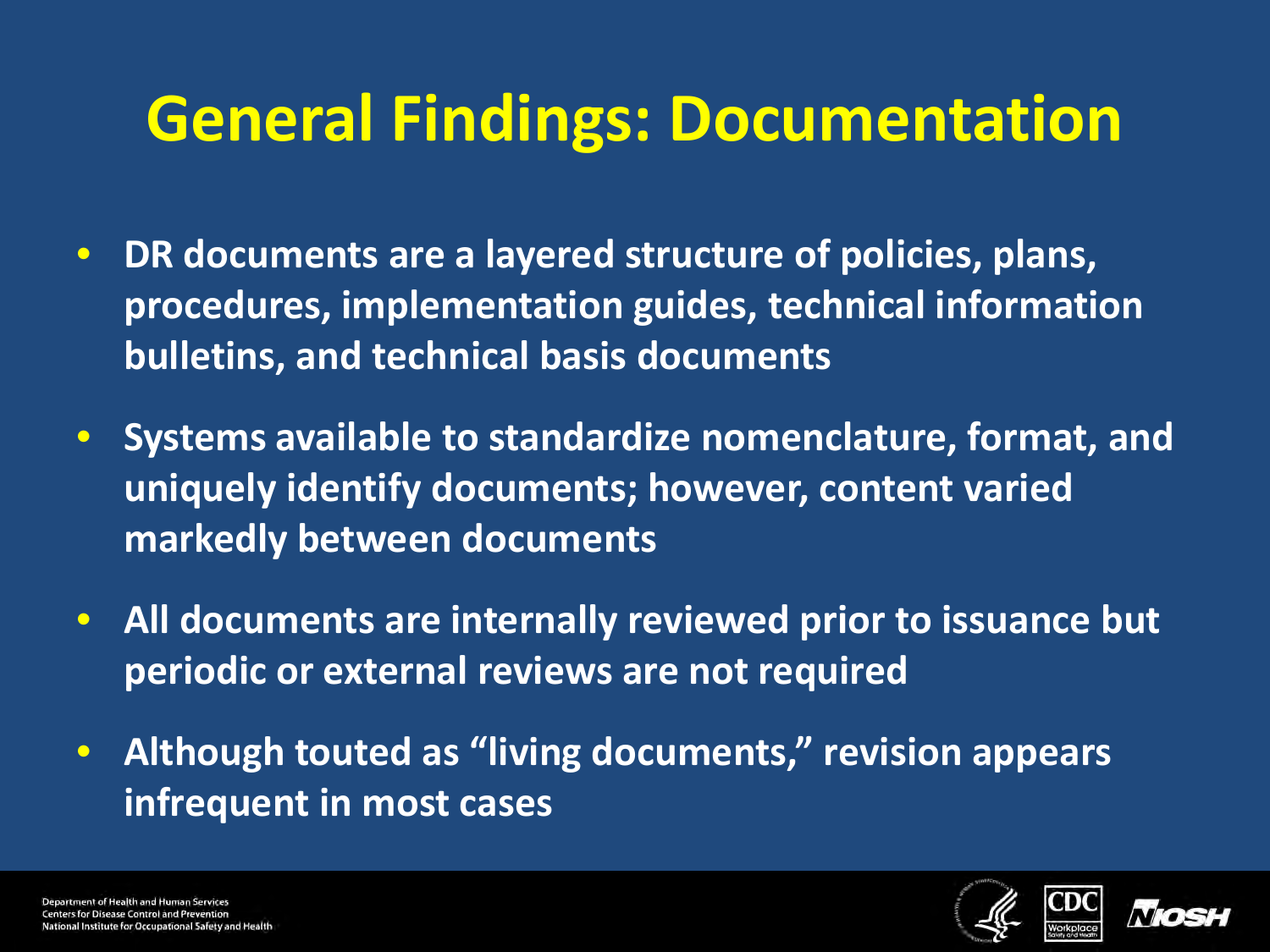# General Findings: Documentation

- DR documents are a layered structure of policies, plans, procedures, implementation guides, technical information bulletins, and technical basis documents
- Systems available to standardize nomenclature, format, and uniquely identify documents; however, content varied markedly between documents
- All documents are internally reviewed prior to issuance but periodic or external reviews are not required
- Although touted as "living documents," revision appears infrequent in most cases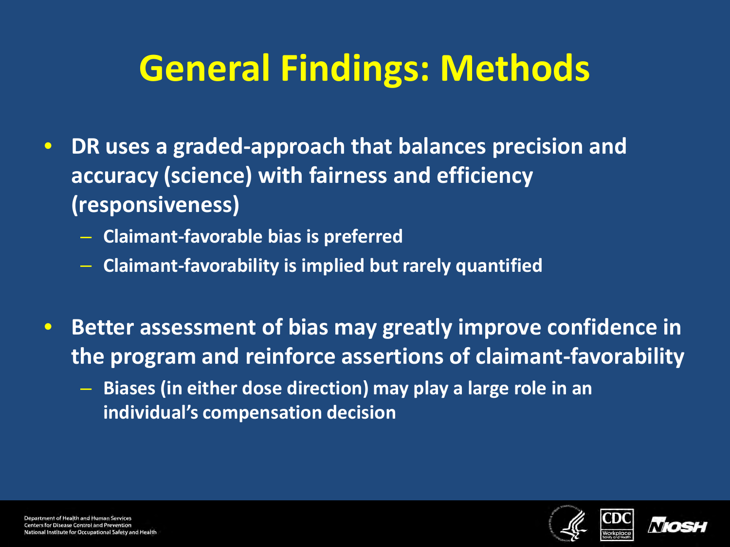# General Findings: Methods

- DR uses a graded-approach that balances precision and accuracy (science) with fairness and efficiency (responsiveness)
  - Claimant-favorable bias is preferred
  - Claimant-favorability is implied but rarely quantified
- Better assessment of bias may greatly improve confidence in the program and reinforce assertions of claimant-favorability
  - Biases (in either dose direction) may play a large role in an individual's compensation decision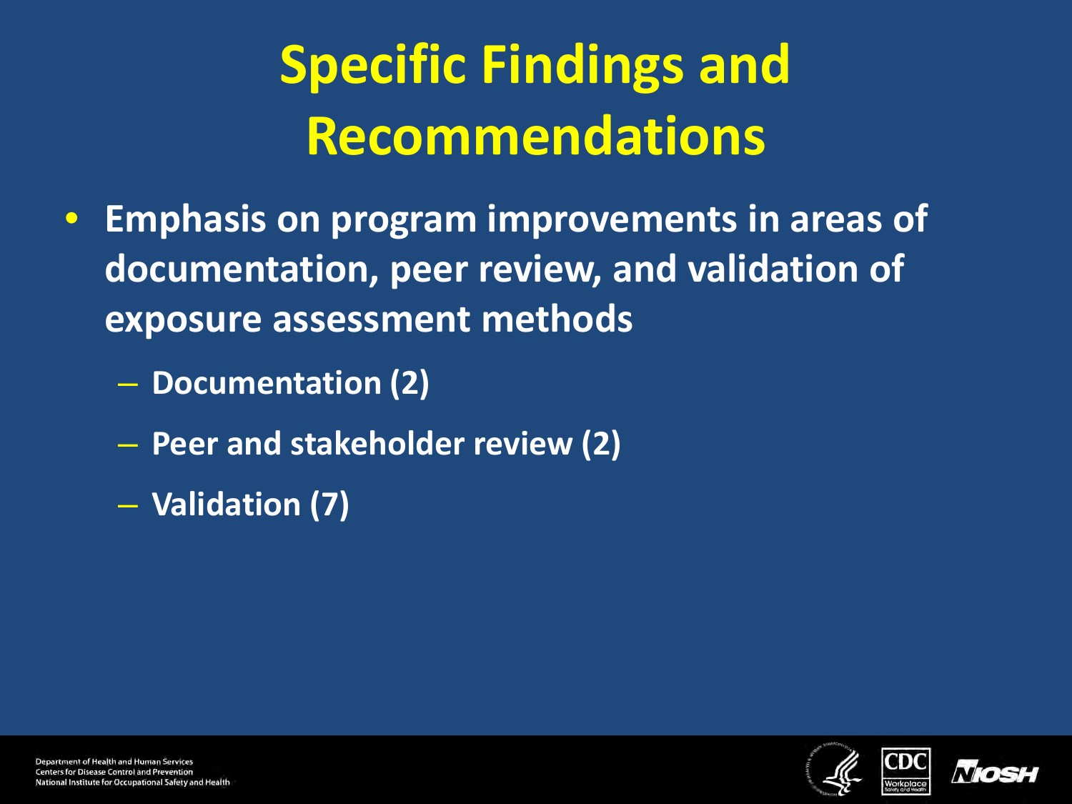# Specific Findings and Recommendations

- **Emphasis on program improvements in areas of documentation, peer review, and validation of exposure assessment methods**
  - **Documentation (2)**
  - **Peer and stakeholder review (2)**
  - **Validation (7)**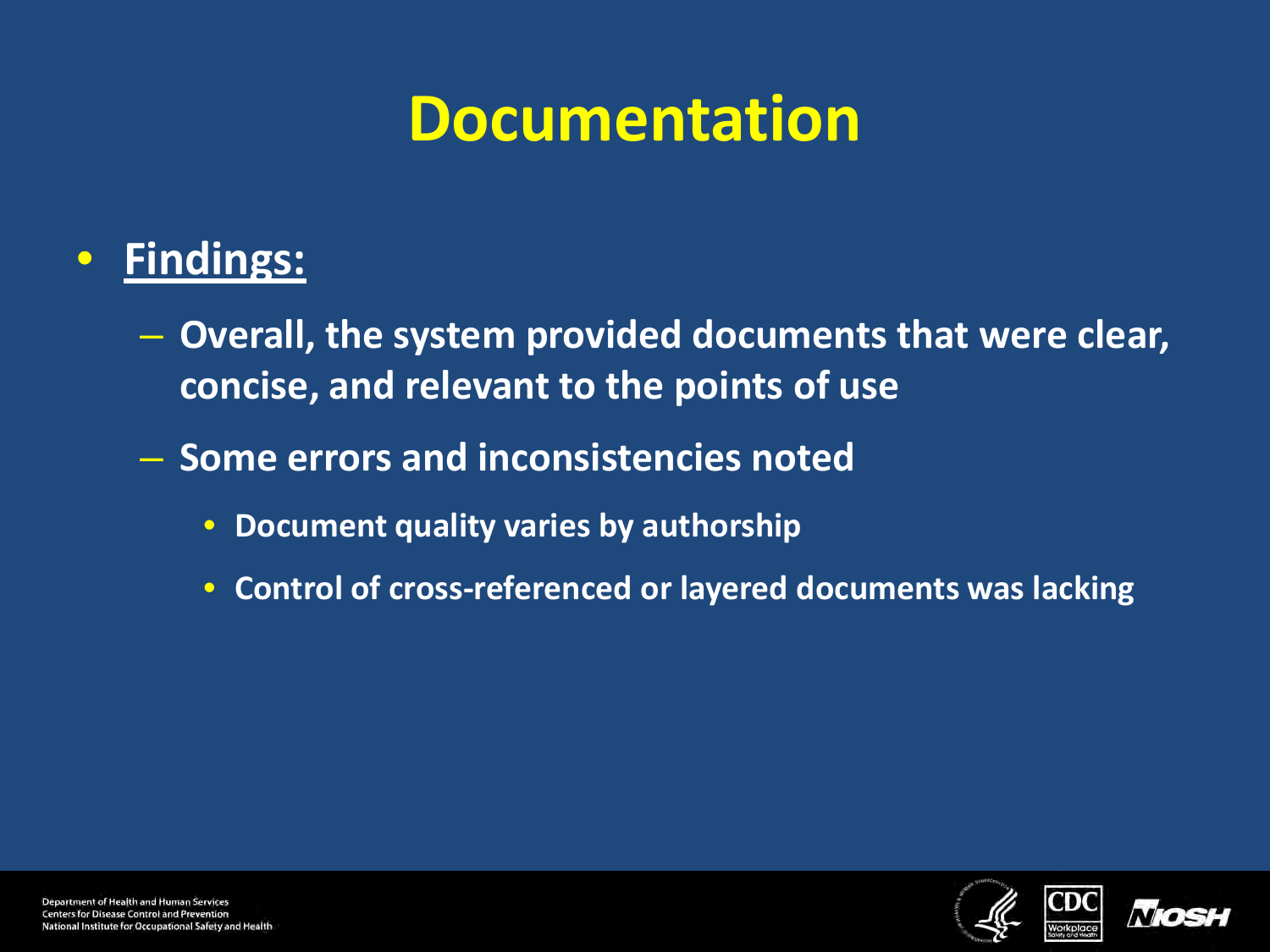# Documentation

- **Findings:**
  - Overall, the system provided documents that were clear, concise, and relevant to the points of use
  - Some errors and inconsistencies noted
    - Document quality varies by authorship
    - Control of cross-referenced or layered documents was lacking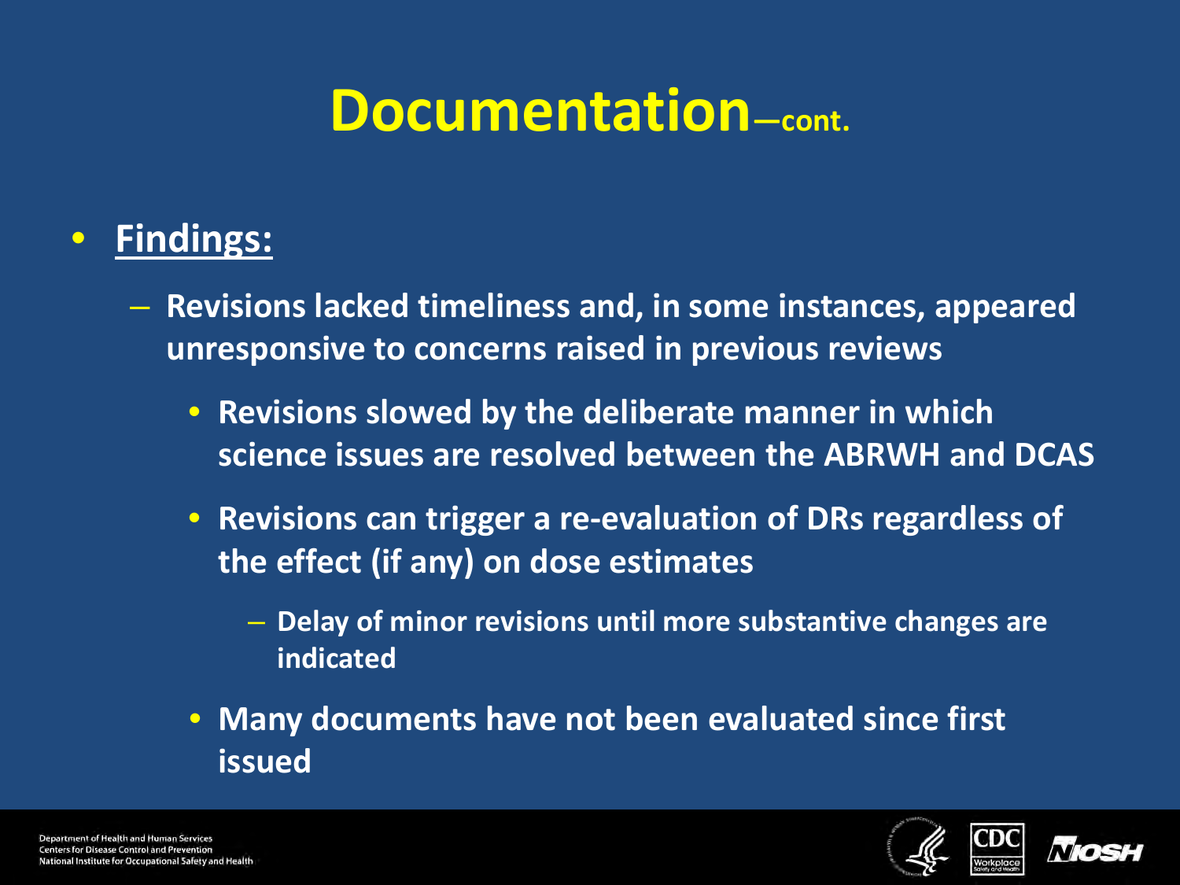# Documentation—cont.

- **Findings:**
  - Revisions lacked timeliness and, in some instances, appeared unresponsive to concerns raised in previous reviews
    - Revisions slowed by the deliberate manner in which science issues are resolved between the ABRWH and DCAS
    - Revisions can trigger a re-evaluation of DRs regardless of the effect (if any) on dose estimates
      - Delay of minor revisions until more substantive changes are indicated
    - Many documents have not been evaluated since first issued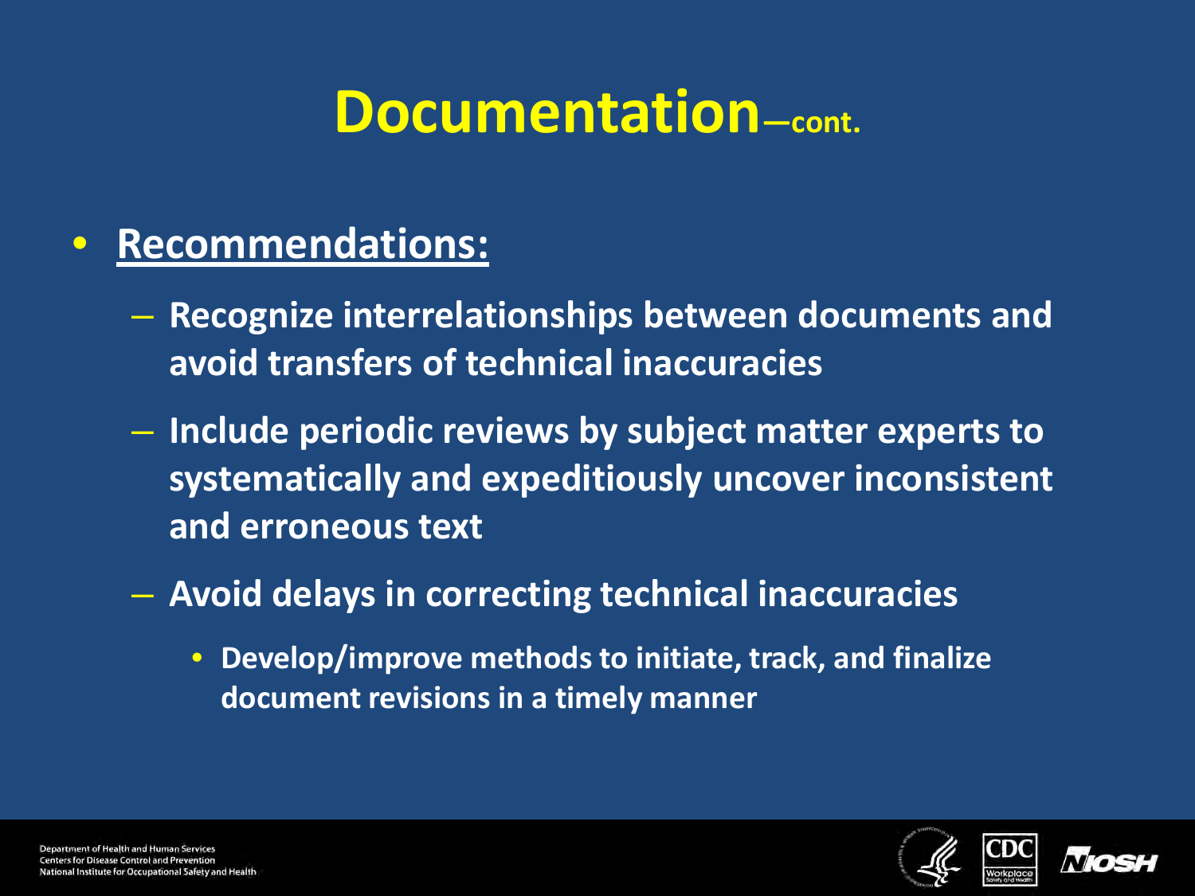# Documentation—cont.

- **Recommendations:**
  - Recognize interrelationships between documents and avoid transfers of technical inaccuracies
  - Include periodic reviews by subject matter experts to systematically and expeditiously uncover inconsistent and erroneous text
  - Avoid delays in correcting technical inaccuracies
    - Develop/improve methods to initiate, track, and finalize document revisions in a timely manner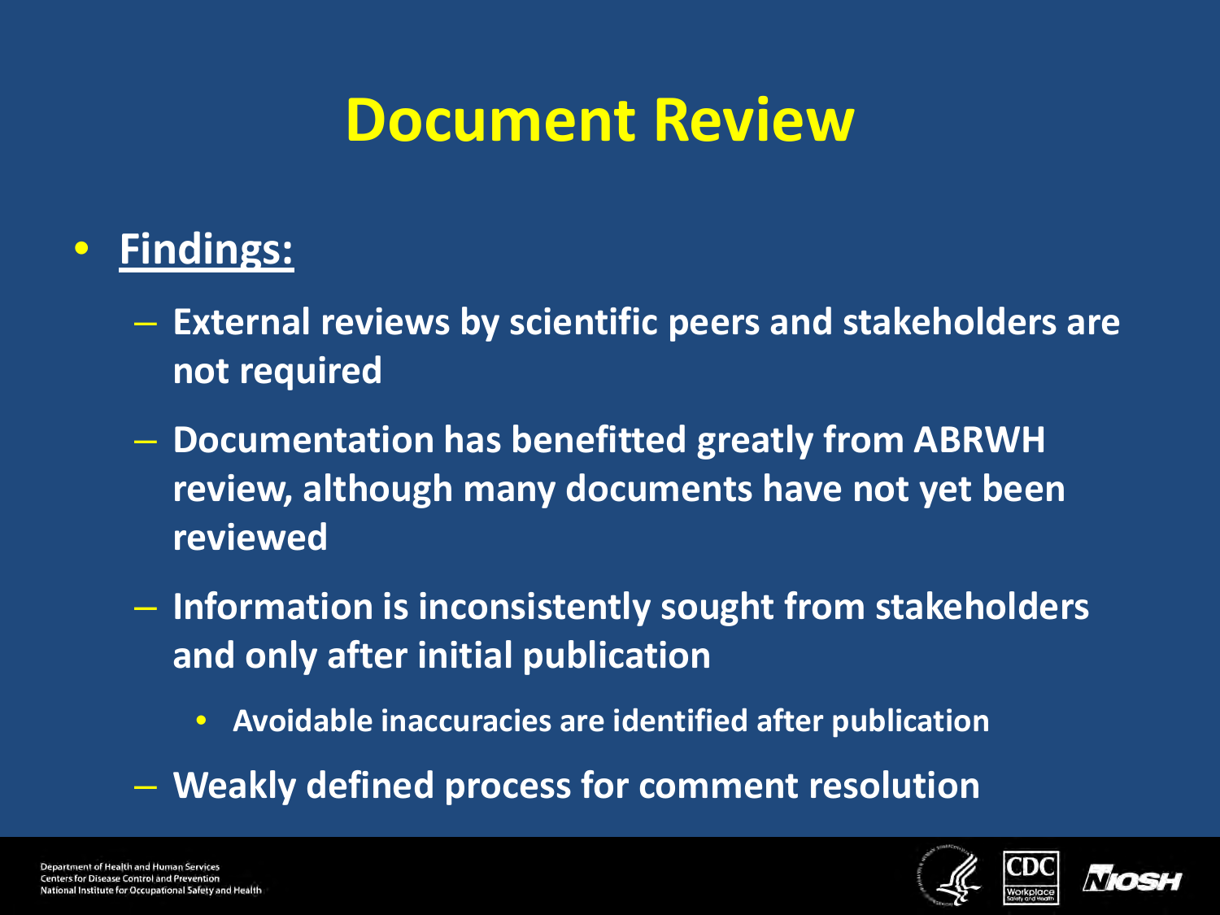# Document Review

- **Findings:**
  - External reviews by scientific peers and stakeholders are not required
  - Documentation has benefitted greatly from ABRWH review, although many documents have not yet been reviewed
  - Information is inconsistently sought from stakeholders and only after initial publication
    - Avoidable inaccuracies are identified after publication
  - Weakly defined process for comment resolution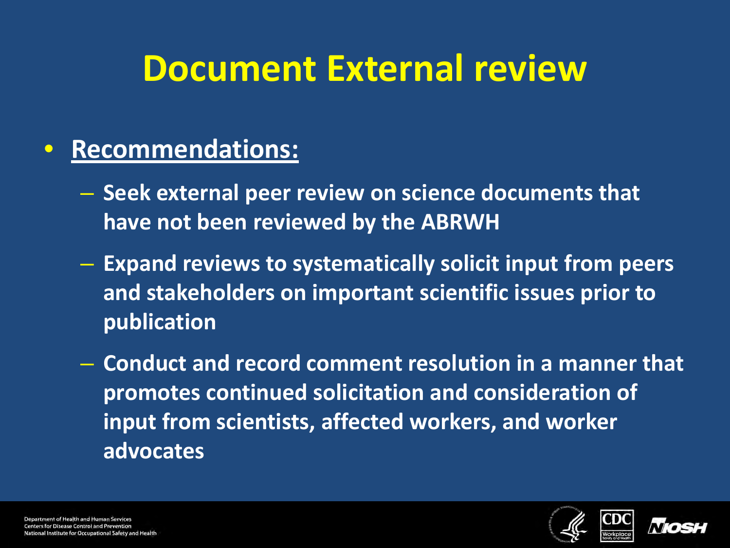# Document External review

- **Recommendations:**
  - Seek external peer review on science documents that have not been reviewed by the ABRWH
  - Expand reviews to systematically solicit input from peers and stakeholders on important scientific issues prior to publication
  - Conduct and record comment resolution in a manner that promotes continued solicitation and consideration of input from scientists, affected workers, and worker advocates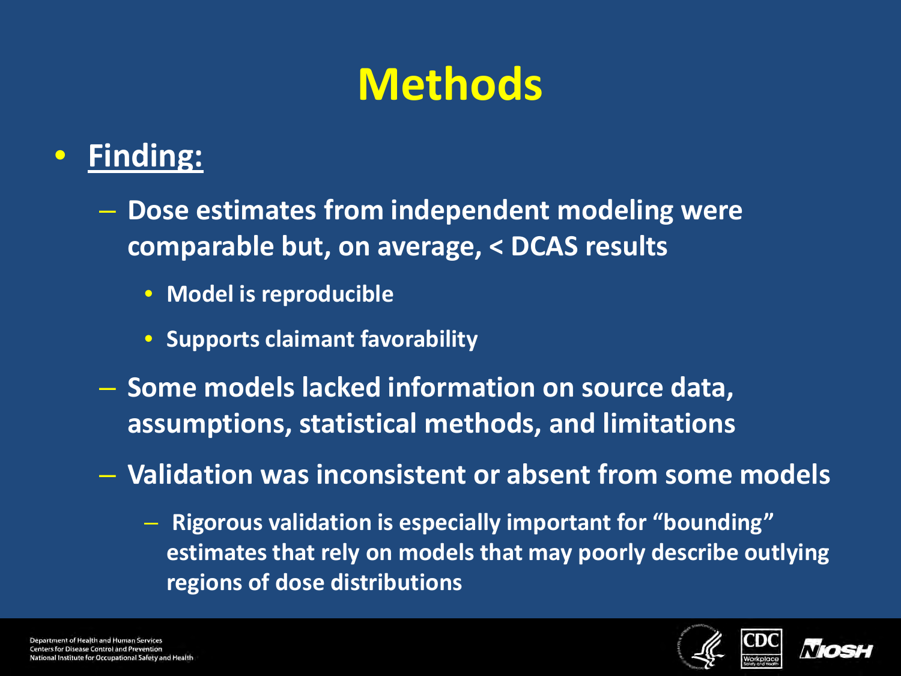# Methods

- **Finding:**
  - Dose estimates from independent modeling were comparable but, on average, < DCAS results
    - Model is reproducible
    - Supports claimant favorability
  - Some models lacked information on source data, assumptions, statistical methods, and limitations
  - Validation was inconsistent or absent from some models
    - Rigorous validation is especially important for "bounding" estimates that rely on models that may poorly describe outlying regions of dose distributions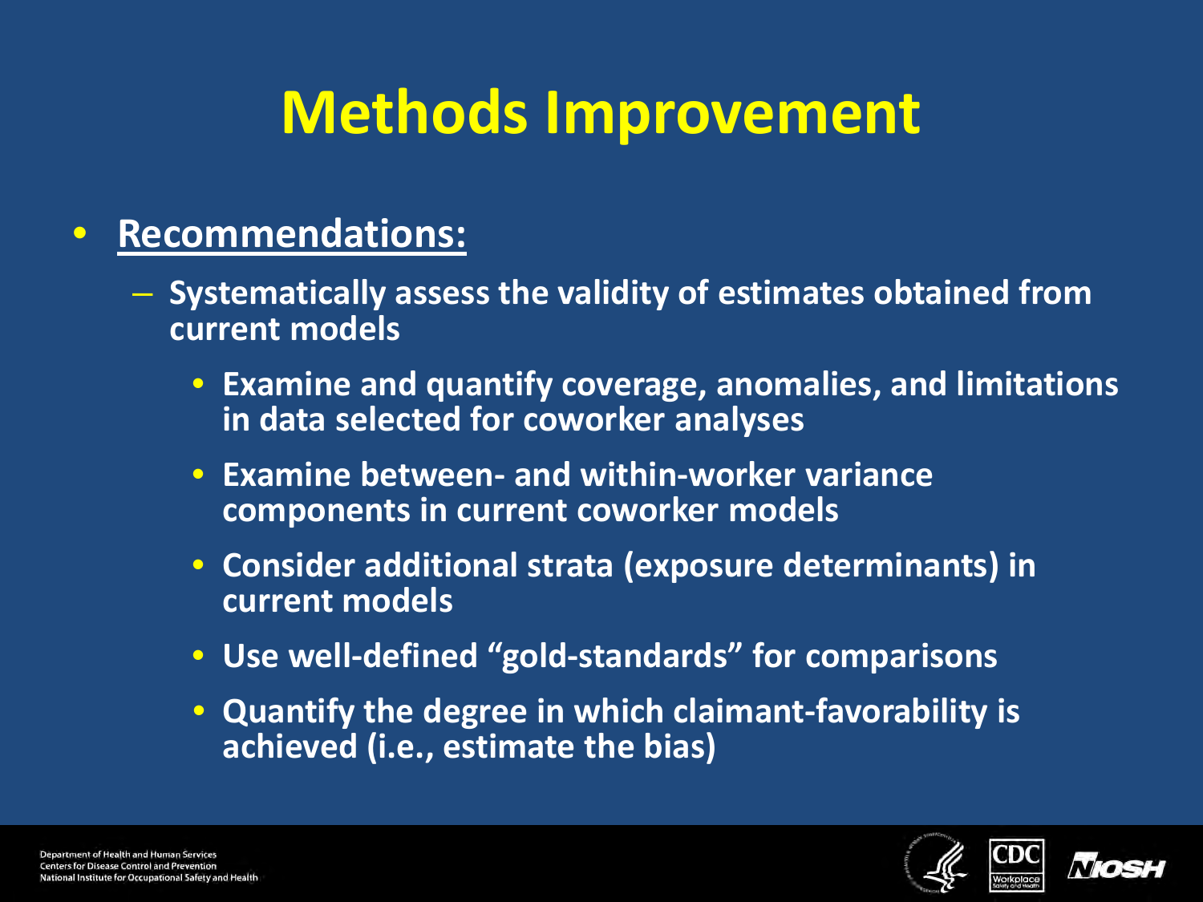# Methods Improvement

- **Recommendations:**
  - Systematically assess the validity of estimates obtained from current models
    - Examine and quantify coverage, anomalies, and limitations in data selected for coworker analyses
    - Examine between- and within-worker variance components in current coworker models
    - Consider additional strata (exposure determinants) in current models
    - Use well-defined "gold-standards" for comparisons
    - Quantify the degree in which claimant-favorability is achieved (i.e., estimate the bias)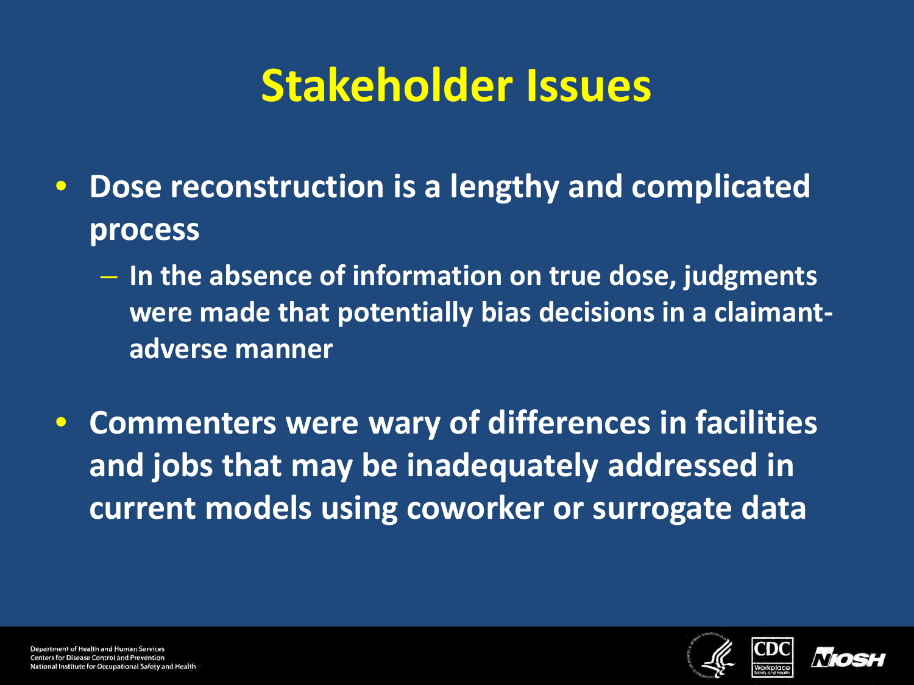# Stakeholder Issues

- Dose reconstruction is a lengthy and complicated process
  - In the absence of information on true dose, judgments were made that potentially bias decisions in a claimant-adverse manner
- Commenters were wary of differences in facilities and jobs that may be inadequately addressed in current models using coworker or surrogate data